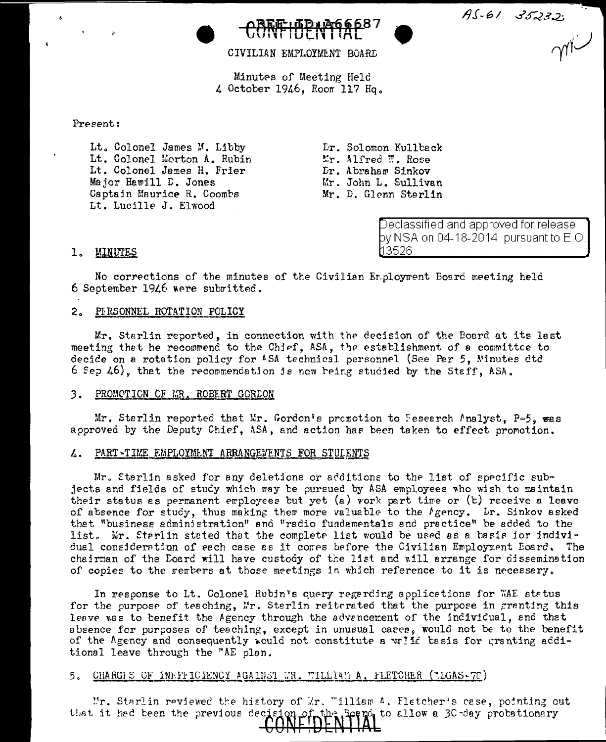REF ID:A66687

CONFIDENTIAL

AS-61 35232

CIVILIAN EMPLOYMENT BOARD

Minutes of Meeting Held
4 October 1946, Room 117 Hq.

Present:

Lt. Colonel James M. Libby
Lt. Colonel Morton A. Rubin
Lt. Colonel James H. Frier
Major Hamill D. Jones
Captain Maurice R. Coombs
Lt. Lucille J. Elwood

Dr. Solomon Kullback
Mr. Alfred W. Rose
Dr. Abraham Sinkov
Mr. John L. Sullivan
Mr. D. Glenn Sterlin

Declassified and approved for release by NSA on 04-18-2014 pursuant to E.O. 13526

1. MINUTES

No corrections of the minutes of the Civilian Employment Board meeting held 6 September 1946 were submitted.

2. PERSONNEL ROTATION POLICY

Mr. Sterlin reported, in connection with the decision of the Board at its last meeting that he recommend to the Chief, ASA, the establishment of a committee to decide on a rotation policy for ASA technical personnel (See Par 5, Minutes dtd 6 Sep 46), that the recommendation is now being studied by the Staff, ASA.

3. PROMOTION OF MR. ROBERT GORDON

Mr. Sterlin reported that Mr. Gordon's promotion to Research Analyst, P-5, was approved by the Deputy Chief, ASA, and action has been taken to effect promotion.

4. PART-TIME EMPLOYMENT ARRANGEMENTS FOR STUDENTS

Mr. Sterlin asked for any deletions or additions to the list of specific subjects and fields of study which may be pursued by ASA employees who wish to maintain their status as permanent employees but yet (a) work part time or (b) receive a leave of absence for study, thus making them more valuable to the Agency. Dr. Sinkov asked that "business administration" and "radio fundamentals and practice" be added to the list. Mr. Sterlin stated that the complete list would be used as a basis for individual consideration of each case as it comes before the Civilian Employment Board. The chairman of the Board will have custody of the list and will arrange for dissemination of copies to the members at those meetings in which reference to it is necessary.

In response to Lt. Colonel Rubin's query regarding applications for WAE status for the purpose of teaching, Mr. Sterlin reiterated that the purpose in granting this leave was to benefit the Agency through the advancement of the individual, and that absence for purposes of teaching, except in unusual cases, would not be to the benefit of the Agency and consequently would not constitute a valid basis for granting additional leave through the WAE plan.

5. CHARGES OF INEFFICIENCY AGAINST MR. WILLIAM A. FLETCHER (WDGAS-70)

Mr. Sterlin reviewed the history of Mr. William A. Fletcher's case, pointing out that it had been the previous decision of the Board to allow a 30-day probationary

CONFIDENTIAL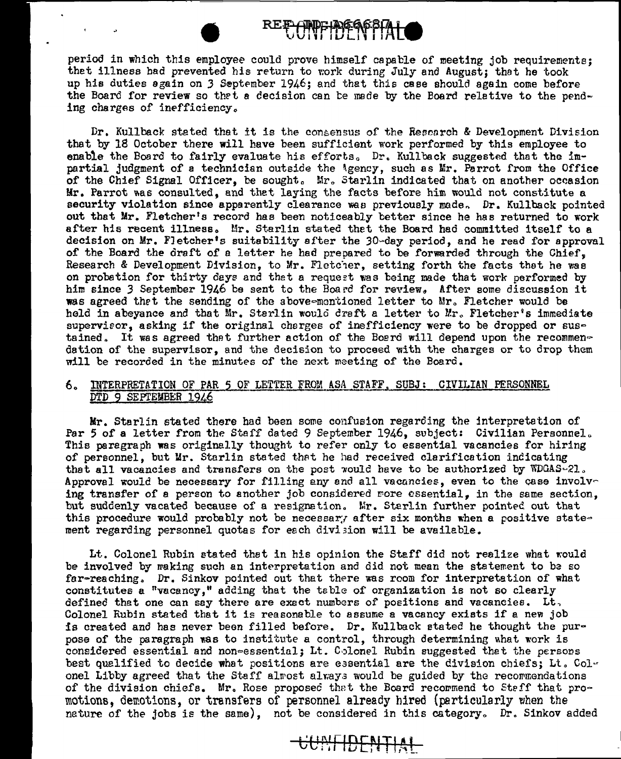period in which this employee could prove himself capable of meeting job requirements; that illness had prevented his return to work during July and August; that he took up his duties again on 3 September 1946; and that this case should again come before the Board for review so that a decision can be made by the Board relative to the pending charges of inefficiency.

Dr. Kullback stated that it is the consensus of the Research & Development Division that by 18 October there will have been sufficient work performed by this employee to enable the Board to fairly evaluate his efforts. Dr. Kullback suggested that the impartial judgment of a technician outside the Agency, such as Mr. Parrot from the Office of the Chief Signal Officer, be sought. Mr. Starlin indicated that on another occasion Mr. Parrot was consulted, and that laying the facts before him would not constitute a security violation since apparently clearance was previously made. Dr. Kullback pointed out that Mr. Fletcher's record has been noticeably better since he has returned to work after his recent illness. Mr. Starlin stated that the Board had committed itself to a decision on Mr. Fletcher's suitability after the 30-day period, and he read for approval of the Board the draft of a letter he had prepared to be forwarded through the Chief, Research & Development Division, to Mr. Fletcher, setting forth the facts that he was on probation for thirty days and that a request was being made that work performed by him since 3 September 1946 be sent to the Board for review. After some discussion it was agreed that the sending of the above-mentioned letter to Mr. Fletcher would be held in abeyance and that Mr. Starlin would draft a letter to Mr. Fletcher's immediate supervisor, asking if the original charges of inefficiency were to be dropped or sustained. It was agreed that further action of the Board will depend upon the recommendation of the supervisor, and the decision to proceed with the charges or to drop them will be recorded in the minutes of the next meeting of the Board.

6. INTERPRETATION OF PAR 5 OF LETTER FROM ASA STAFF, SUBJ: CIVILIAN PERSONNEL DTD 9 SEPTEMBER 1946

Mr. Starlin stated there had been some confusion regarding the interpretation of Par 5 of a letter from the Staff dated 9 September 1946, subject: Civilian Personnel. This paragraph was originally thought to refer only to essential vacancies for hiring of personnel, but Mr. Starlin stated that he had received clarification indicating that all vacancies and transfers on the post would have to be authorized by WDGAS-21. Approval would be necessary for filling any and all vacancies, even to the case involving transfer of a person to another job considered more essential, in the same section, but suddenly vacated because of a resignation. Mr. Starlin further pointed out that this procedure would probably not be necessary after six months when a positive statement regarding personnel quotas for each division will be available.

Lt. Colonel Rubin stated that in his opinion the Staff did not realize what would be involved by making such an interpretation and did not mean the statement to be so far-reaching. Dr. Sinkov pointed out that there was room for interpretation of what constitutes a "vacancy," adding that the table of organization is not so clearly defined that one can say there are exact numbers of positions and vacancies. Lt. Colonel Rubin stated that it is reasonable to assume a vacancy exists if a new job is created and has never been filled before. Dr. Kullback stated he thought the purpose of the paragraph was to institute a control, through determining what work is considered essential and non-essential; Lt. Colonel Rubin suggested that the persons best qualified to decide what positions are essential are the division chiefs; Lt. Colonel Libby agreed that the Staff almost always would be guided by the recommendations of the division chiefs. Mr. Rose proposed that the Board recommend to Staff that promotions, demotions, or transfers of personnel already hired (particularly when the nature of the jobs is the same), not be considered in this category. Dr. Sinkov added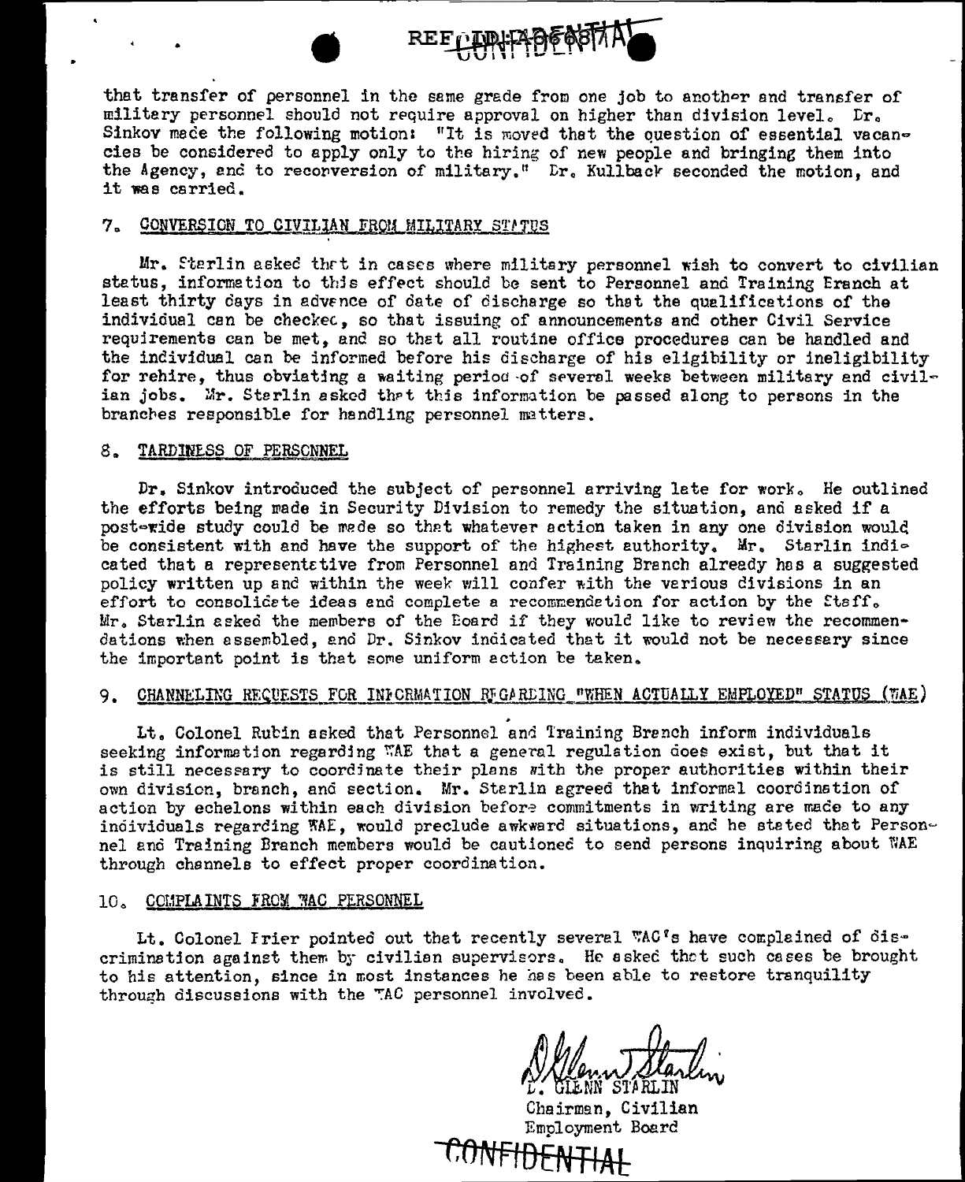that transfer of personnel in the same grade from one job to another and transfer of military personnel should not require approval on higher than division level. Dr. Sinkov made the following motion: "It is moved that the question of essential vacancies be considered to apply only to the hiring of new people and bringing them into the Agency, and to reconversion of military." Dr. Kullback seconded the motion, and it was carried.

7. CONVERSION TO CIVILIAN FROM MILITARY STATUS

Mr. Starlin asked that in cases where military personnel wish to convert to civilian status, information to this effect should be sent to Personnel and Training Branch at least thirty days in advance of date of discharge so that the qualifications of the individual can be checked, so that issuing of announcements and other Civil Service requirements can be met, and so that all routine office procedures can be handled and the individual can be informed before his discharge of his eligibility or ineligibility for rehire, thus obviating a waiting period of several weeks between military and civilian jobs. Mr. Starlin asked that this information be passed along to persons in the branches responsible for handling personnel matters.

8. TARDINESS OF PERSONNEL

Dr. Sinkov introduced the subject of personnel arriving late for work. He outlined the efforts being made in Security Division to remedy the situation, and asked if a post-wide study could be made so that whatever action taken in any one division would be consistent with and have the support of the highest authority. Mr. Starlin indicated that a representative from Personnel and Training Branch already has a suggested policy written up and within the week will confer with the various divisions in an effort to consolidate ideas and complete a recommendation for action by the Staff. Mr. Starlin asked the members of the Board if they would like to review the recommendations when assembled, and Dr. Sinkov indicated that it would not be necessary since the important point is that some uniform action be taken.

9. CHANNELING REQUESTS FOR INFORMATION REGARDING "WHEN ACTUALLY EMPLOYED" STATUS (WAE)

Lt. Colonel Rubin asked that Personnel and Training Branch inform individuals seeking information regarding WAE that a general regulation does exist, but that it is still necessary to coordinate their plans with the proper authorities within their own division, branch, and section. Mr. Starlin agreed that informal coordination of action by echelons within each division before commitments in writing are made to any individuals regarding WAE, would preclude awkward situations, and he stated that Personnel and Training Branch members would be cautioned to send persons inquiring about WAE through channels to effect proper coordination.

10. COMPLAINTS FROM WAC PERSONNEL

Lt. Colonel Frier pointed out that recently several WAC's have complained of discrimination against them by civilian supervisors. He asked that such cases be brought to his attention, since in most instances he has been able to restore tranquility through discussions with the WAC personnel involved.

D. GLENN STARLIN
Chairman, Civilian
Employment Board

CONFIDENTIAL